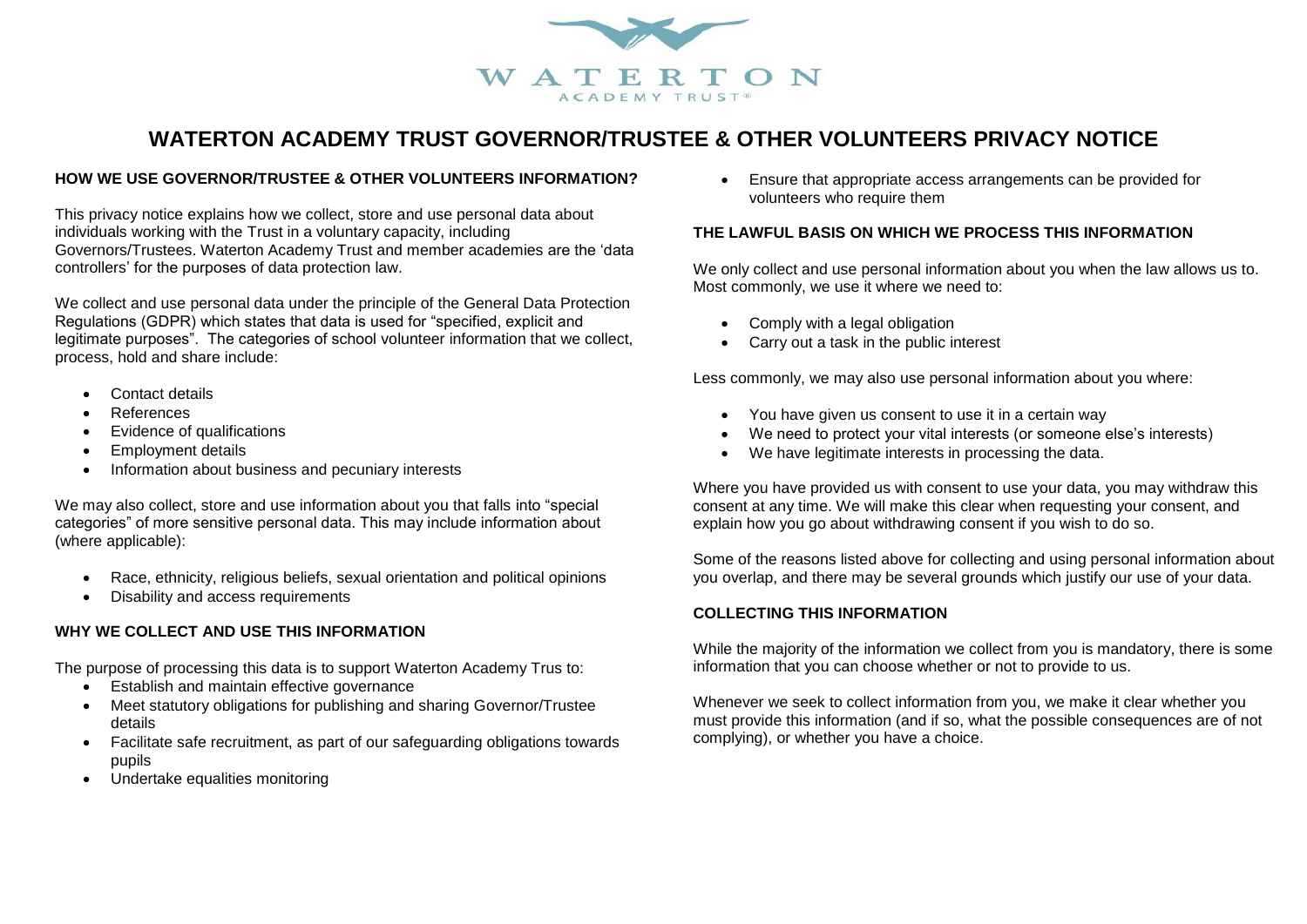# WATERTON ACADEMY TRUST GOVERNOR/TRUSTEE & OTHER VOLUNTEERS PRIVACY NOTICE

### HOW WE USE GOVERNOR/TRUSTEE & OTHER VOLUNTEERS INFORMATION?

This privacy notice explains how we collect, store and use personal data about individuals working with the Trust in a voluntary capacity, including Governors/Trustees. Waterton Academy Trust and member academies are the 'data controllers' for the purposes of data protection law.

We collect and use personal data under the principle of the General Data Protection Regulations (GDPR) which states that data is used for "specified, explicit and legitimate purposes". The categories of school volunteer information that we collect, process, hold and share include:

- Contact details
- References
- Evidence of qualifications
- Employment details
- Information about business and pecuniary interests

We may also collect, store and use information about you that falls into "special categories" of more sensitive personal data. This may include information about (where applicable):

- Race, ethnicity, religious beliefs, sexual orientation and political opinions
- Disability and access requirements

### WHY WE COLLECT AND USE THIS INFORMATION

The purpose of processing this data is to support Waterton Academy Trus to:

- Establish and maintain effective governance
- Meet statutory obligations for publishing and sharing Governor/Trustee details
- Facilitate safe recruitment, as part of our safeguarding obligations towards pupils
- Undertake equalities monitoring
- Ensure that appropriate access arrangements can be provided for volunteers who require them

### THE LAWFUL BASIS ON WHICH WE PROCESS THIS INFORMATION

We only collect and use personal information about you when the law allows us to. Most commonly, we use it where we need to:

- Comply with a legal obligation
- Carry out a task in the public interest

Less commonly, we may also use personal information about you where:

- You have given us consent to use it in a certain way
- We need to protect your vital interests (or someone else's interests)
- We have legitimate interests in processing the data.

Where you have provided us with consent to use your data, you may withdraw this consent at any time. We will make this clear when requesting your consent, and explain how you go about withdrawing consent if you wish to do so.

Some of the reasons listed above for collecting and using personal information about you overlap, and there may be several grounds which justify our use of your data.

### COLLECTING THIS INFORMATION

While the majority of the information we collect from you is mandatory, there is some information that you can choose whether or not to provide to us.

Whenever we seek to collect information from you, we make it clear whether you must provide this information (and if so, what the possible consequences are of not complying), or whether you have a choice.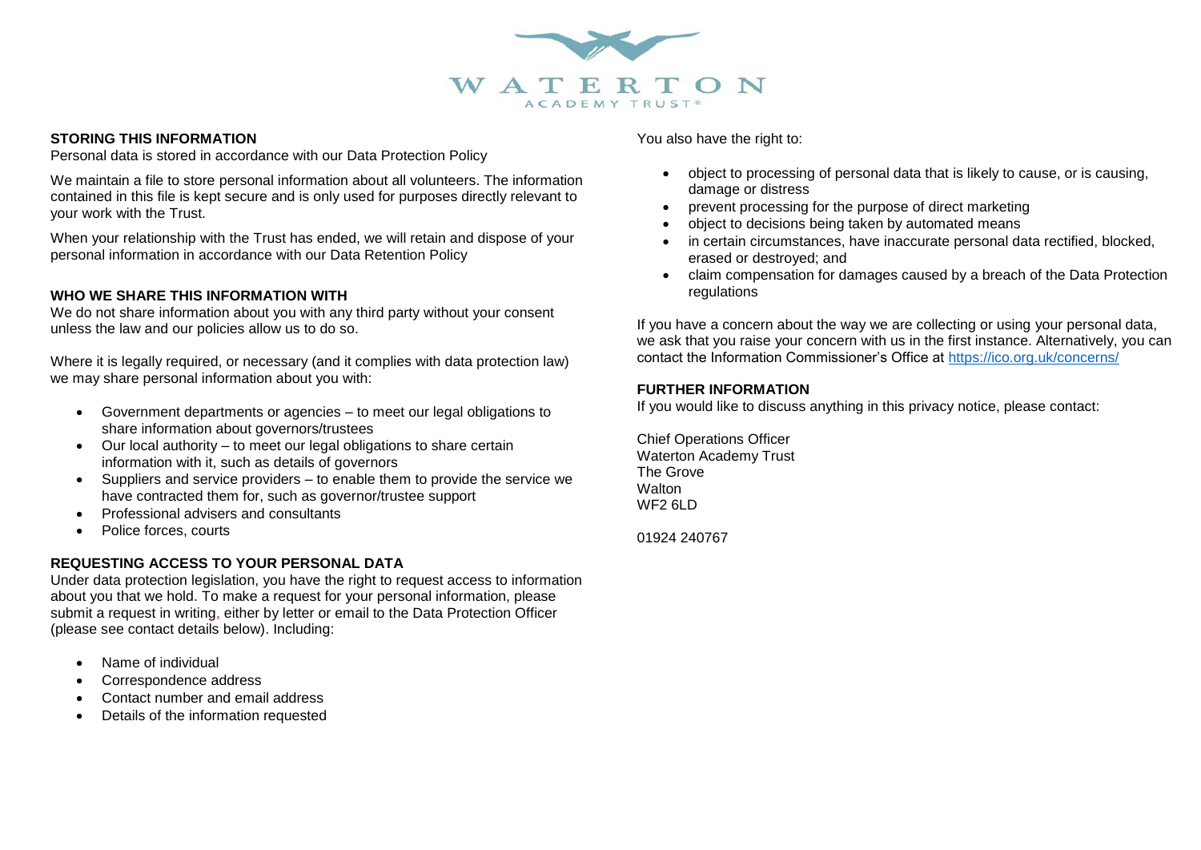## STORING THIS INFORMATION

Personal data is stored in accordance with our Data Protection Policy

We maintain a file to store personal information about all volunteers. The information contained in this file is kept secure and is only used for purposes directly relevant to your work with the Trust.

When your relationship with the Trust has ended, we will retain and dispose of your personal information in accordance with our Data Retention Policy

## WHO WE SHARE THIS INFORMATION WITH

We do not share information about you with any third party without your consent unless the law and our policies allow us to do so.

Where it is legally required, or necessary (and it complies with data protection law) we may share personal information about you with:

- Government departments or agencies – to meet our legal obligations to share information about governors/trustees
- Our local authority – to meet our legal obligations to share certain information with it, such as details of governors
- Suppliers and service providers – to enable them to provide the service we have contracted them for, such as governor/trustee support
- Professional advisers and consultants
- Police forces, courts

## REQUESTING ACCESS TO YOUR PERSONAL DATA

Under data protection legislation, you have the right to request access to information about you that we hold. To make a request for your personal information, please submit a request in writing, either by letter or email to the Data Protection Officer (please see contact details below). Including:

- Name of individual
- Correspondence address
- Contact number and email address
- Details of the information requested

You also have the right to:

- object to processing of personal data that is likely to cause, or is causing, damage or distress
- prevent processing for the purpose of direct marketing
- object to decisions being taken by automated means
- in certain circumstances, have inaccurate personal data rectified, blocked, erased or destroyed; and
- claim compensation for damages caused by a breach of the Data Protection regulations

If you have a concern about the way we are collecting or using your personal data, we ask that you raise your concern with us in the first instance. Alternatively, you can contact the Information Commissioner's Office at https://ico.org.uk/concerns/

## FURTHER INFORMATION

If you would like to discuss anything in this privacy notice, please contact:

Chief Operations Officer
Waterton Academy Trust
The Grove
Walton
WF2 6LD

01924 240767